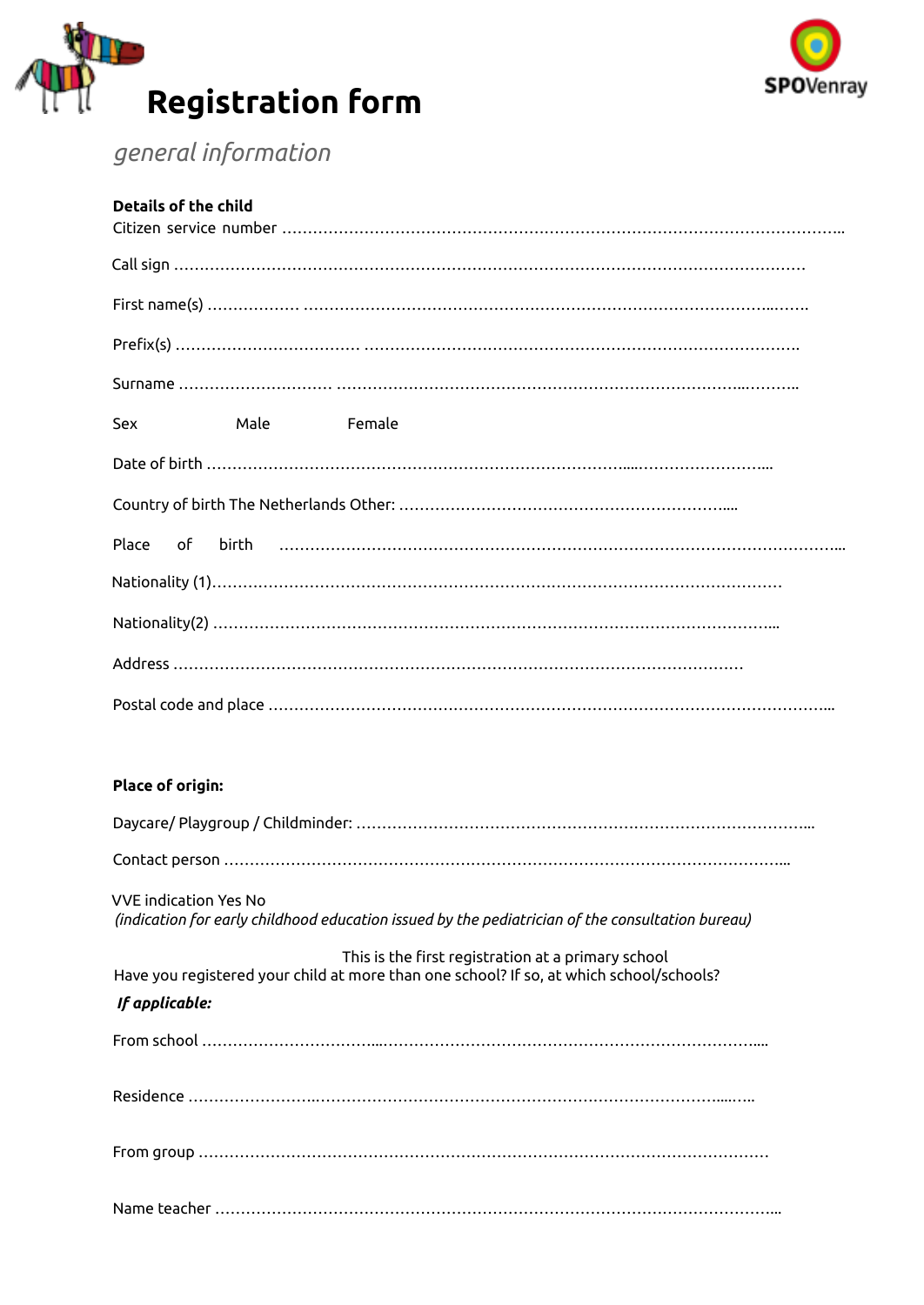# Registration form

*general information*

**Details of the child**

Citizen service number ……………………………………………………………………………………………………..

Call sign ……………………………………………………………………………………………………………

First name(s) ……………… ……………………………………………………………………………..…….

Prefix(s) ……………………………… ………………………………………………………………………….

Surname ………………………… ………………………………………………………………...……….

Sex Male Female

Date of birth ……………………………………………………………………….....…………………….....

Country of birth The Netherlands Other: ……………………………………………………….....

Place of birth ……………………………………………………………………………………………...

Nationality (1)……………………………………………………………………………………………

Nationality(2) ……………………………………………………………………………………………...

Address …………………………………………………………………………………………………

Postal code and place ……………………………………………………………………………………………...

**Place of origin:**

Daycare/ Playgroup / Childminder: ………………………………………………………………………….....

Contact person ……………………………………………………………………………………………....

VVE indication Yes No
*(indication for early childhood education issued by the pediatrician of the consultation bureau)*

This is the first registration at a primary school
Have you registered your child at more than one school? If so, at which school/schools?

***If applicable:***

From school ……………………………...………………………………………………………......

Residence ……………………..……………………………………………………………....…..

From group ………………………………………………………………………………………………

Name teacher ……………………………………………………………………………………………...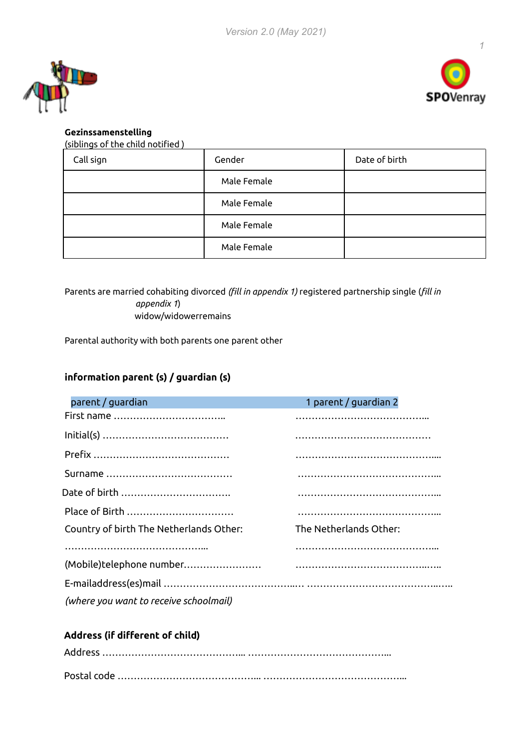**Gezinssamenstelling**
(siblings of the child notified )

| Call sign | Gender | Date of birth |
|---|---|---|
| | Male Female | |
| | Male Female | |
| | Male Female | |
| | Male Female | |

Parents are married cohabiting divorced *(fill in appendix 1)* registered partnership single (*fill in appendix 1*)
widow/widowerremains

Parental authority with both parents one parent other

**information parent (s) / guardian (s)**

parent / guardian 1 parent / guardian 2

First name …………………………….. ……………………………………...

Initial(s) ………………………………… ……………………………………

Prefix …………………………………… ……………………………………....

Surname ………………………………… ……………………………………...

Date of birth …………………………….. ……………………………………...

Place of Birth …………………………… ……………………………………...

Country of birth The Netherlands Other: The Netherlands Other:

……………………………………... ……………………………………...

(Mobile)telephone number…………………… ……………………………………..…..

E-mailaddress(es)mail …………………………………..… …………………………………...…..

*(where you want to receive schoolmail)*

**Address (if different of child)**

Address ……………………………………... ……………………………………...

Postal code ……………………………………... ……………………………………...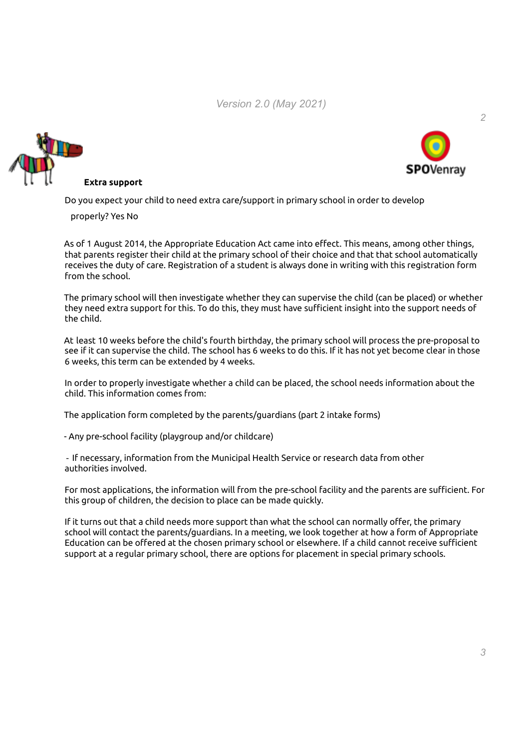*Version 2.0 (May 2021)*

**Extra support**

Do you expect your child to need extra care/support in primary school in order to develop properly? Yes No

As of 1 August 2014, the Appropriate Education Act came into effect. This means, among other things, that parents register their child at the primary school of their choice and that that school automatically receives the duty of care. Registration of a student is always done in writing with this registration form from the school.

The primary school will then investigate whether they can supervise the child (can be placed) or whether they need extra support for this. To do this, they must have sufficient insight into the support needs of the child.

At least 10 weeks before the child's fourth birthday, the primary school will process the pre-proposal to see if it can supervise the child. The school has 6 weeks to do this. If it has not yet become clear in those 6 weeks, this term can be extended by 4 weeks.

In order to properly investigate whether a child can be placed, the school needs information about the child. This information comes from:

The application form completed by the parents/guardians (part 2 intake forms)

- Any pre-school facility (playgroup and/or childcare)
- If necessary, information from the Municipal Health Service or research data from other authorities involved.

For most applications, the information will from the pre-school facility and the parents are sufficient. For this group of children, the decision to place can be made quickly.

If it turns out that a child needs more support than what the school can normally offer, the primary school will contact the parents/guardians. In a meeting, we look together at how a form of Appropriate Education can be offered at the chosen primary school or elsewhere. If a child cannot receive sufficient support at a regular primary school, there are options for placement in special primary schools.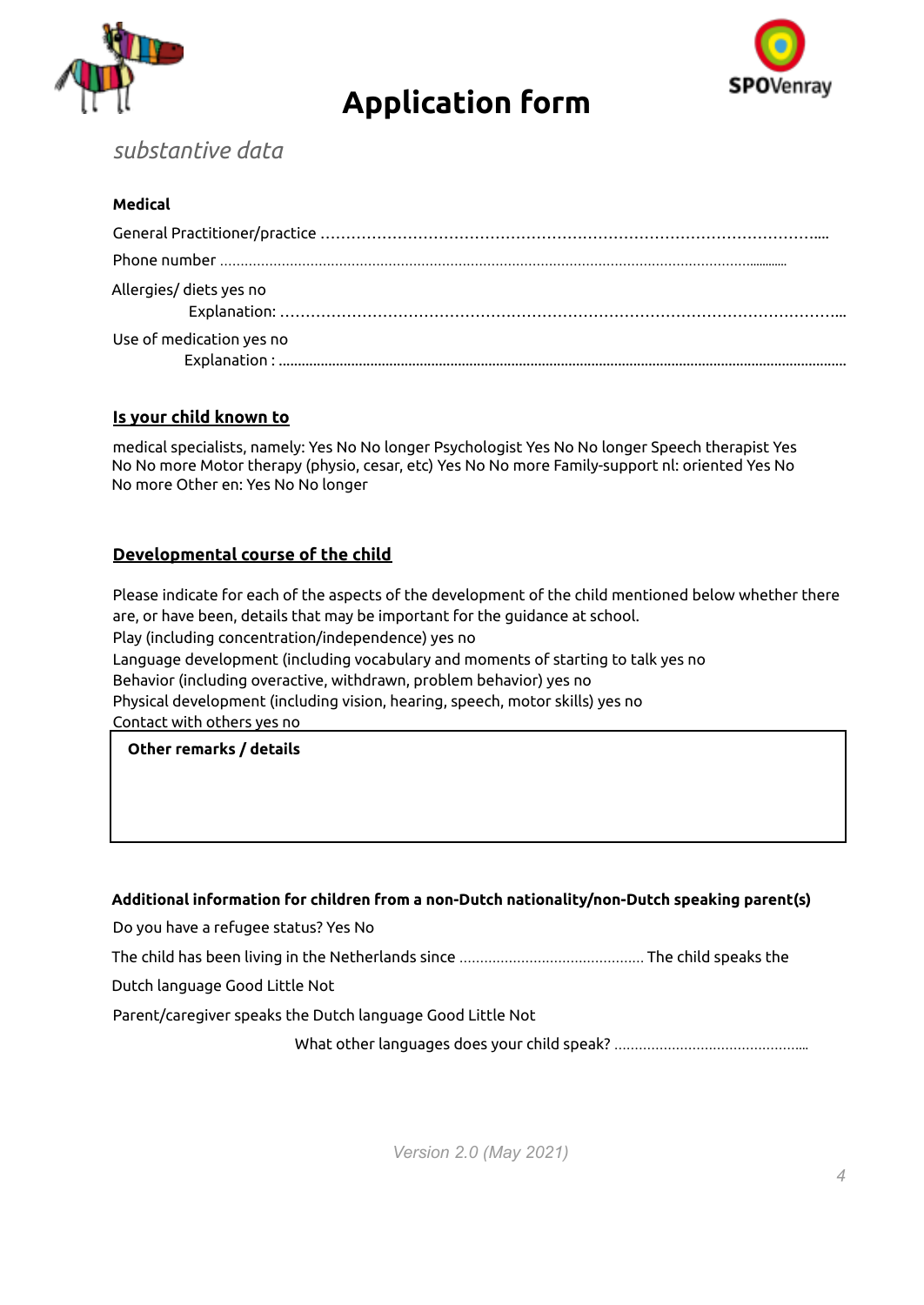# Application form

*substantive data*

**Medical**

General Practitioner/practice ………………………………………………………………………………….....

Phone number ………………………………………………………………………………………………………………...........

Allergies/ diets yes no

Explanation: …………………………………………………………………………………………………...

Use of medication yes no

Explanation : ……………………………………………………………………………………………………………………

**Is your child known to**

medical specialists, namely: Yes No No longer Psychologist Yes No No longer Speech therapist Yes No No more Motor therapy (physio, cesar, etc) Yes No No more Family-support nl: oriented Yes No No more Other en: Yes No No longer

**Developmental course of the child**

Please indicate for each of the aspects of the development of the child mentioned below whether there are, or have been, details that may be important for the guidance at school.
Play (including concentration/independence) yes no
Language development (including vocabulary and moments of starting to talk yes no
Behavior (including overactive, withdrawn, problem behavior) yes no
Physical development (including vision, hearing, speech, motor skills) yes no
Contact with others yes no

| **Other remarks / details** |
|---|
| |

**Additional information for children from a non-Dutch nationality/non-Dutch speaking parent(s)**

Do you have a refugee status? Yes No

The child has been living in the Netherlands since …………………………………….. The child speaks the Dutch language Good Little Not

Parent/caregiver speaks the Dutch language Good Little Not

What other languages does your child speak? ………………………………………...

*Version 2.0 (May 2021)*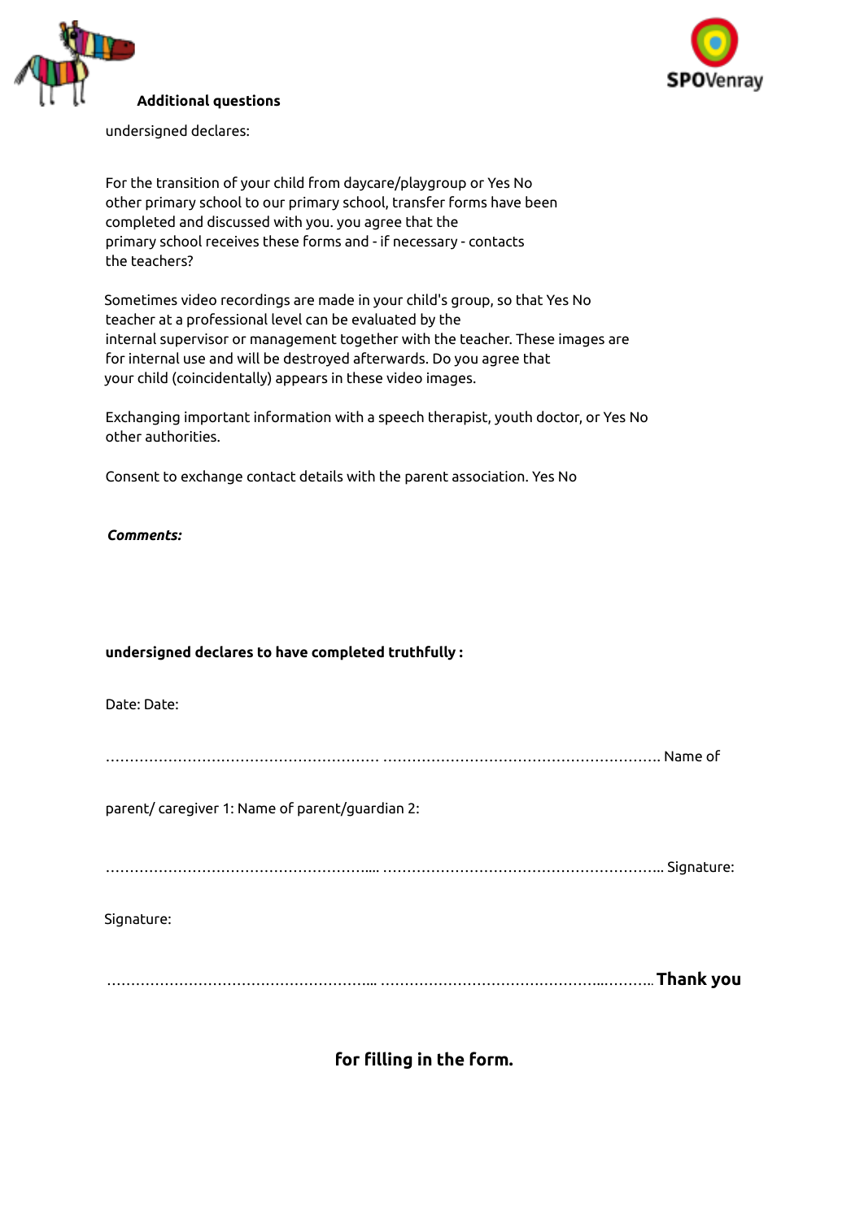**Additional questions**

undersigned declares:

For the transition of your child from daycare/playgroup or Yes No
other primary school to our primary school, transfer forms have been
completed and discussed with you. you agree that the
primary school receives these forms and - if necessary - contacts
the teachers?

Sometimes video recordings are made in your child's group, so that Yes No
teacher at a professional level can be evaluated by the
internal supervisor or management together with the teacher. These images are
for internal use and will be destroyed afterwards. Do you agree that
your child (coincidentally) appears in these video images.

Exchanging important information with a speech therapist, youth doctor, or Yes No
other authorities.

Consent to exchange contact details with the parent association. Yes No

***Comments:***

**undersigned declares to have completed truthfully :**

Date: Date:

……………………………………………… ……………………………………………….. Name of

parent/ caregiver 1: Name of parent/guardian 2:

……………………………………………….... ……………………………………………….. Signature:

Signature:

……………………………………………... …………………………………...……….. **Thank you**

**for filling in the form.**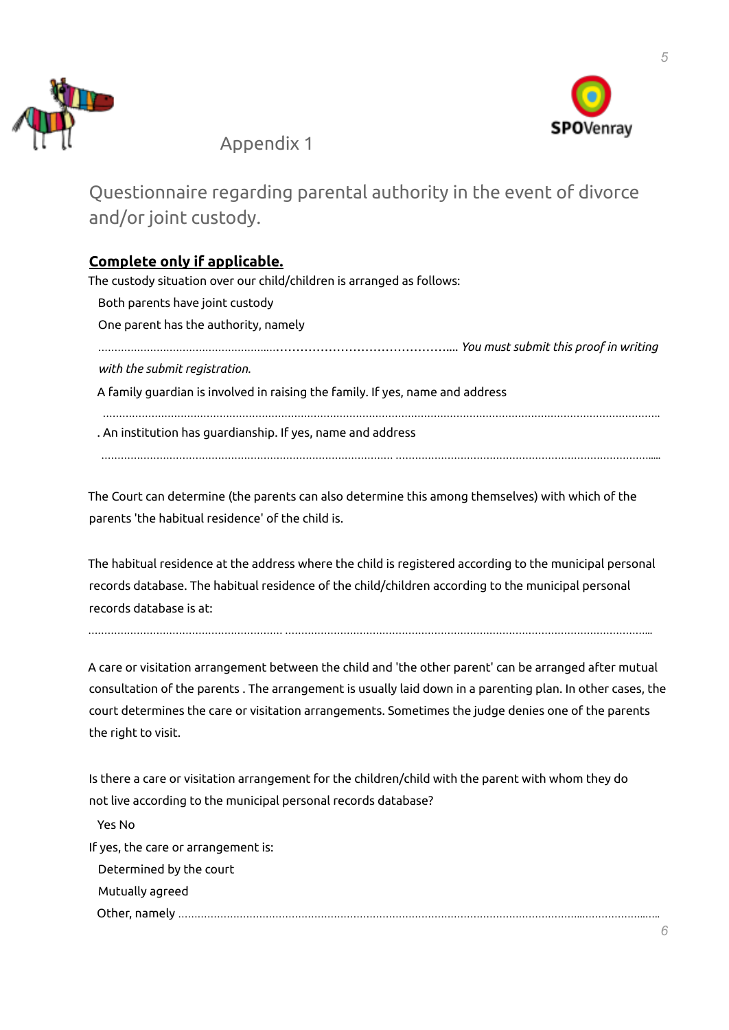Appendix 1

## Questionnaire regarding parental authority in the event of divorce and/or joint custody.

**Complete only if applicable.**

The custody situation over our child/children is arranged as follows:

Both parents have joint custody

One parent has the authority, namely

........................................................................................................ *You must submit this proof in writing with the submit registration.*

A family guardian is involved in raising the family. If yes, name and address

..........................................................................................................................................................

. An institution has guardianship. If yes, name and address

..........................................................................................................................................................

The Court can determine (the parents can also determine this among themselves) with which of the parents 'the habitual residence' of the child is.

The habitual residence at the address where the child is registered according to the municipal personal records database. The habitual residence of the child/children according to the municipal personal records database is at:

..........................................................................................................................................................

A care or visitation arrangement between the child and 'the other parent' can be arranged after mutual consultation of the parents . The arrangement is usually laid down in a parenting plan. In other cases, the court determines the care or visitation arrangements. Sometimes the judge denies one of the parents the right to visit.

Is there a care or visitation arrangement for the children/child with the parent with whom they do not live according to the municipal personal records database?

Yes No

If yes, the care or arrangement is:

Determined by the court

Mutually agreed

Other, namely ..........................................................................................................................................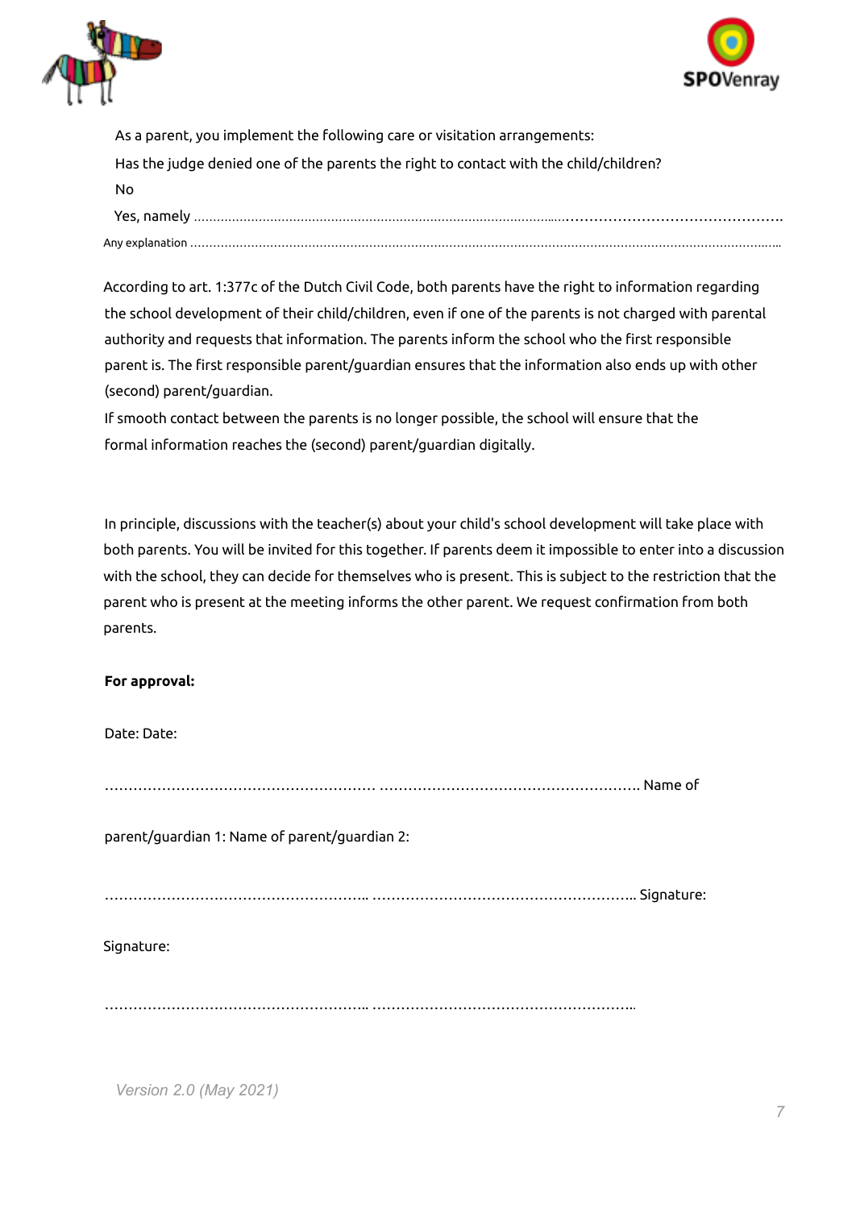As a parent, you implement the following care or visitation arrangements:

Has the judge denied one of the parents the right to contact with the child/children?

No

Yes, namely ..............................................................................................................................................

Any explanation ..............................................................................................................................................

According to art. 1:377c of the Dutch Civil Code, both parents have the right to information regarding the school development of their child/children, even if one of the parents is not charged with parental authority and requests that information. The parents inform the school who the first responsible parent is. The first responsible parent/guardian ensures that the information also ends up with other (second) parent/guardian.

If smooth contact between the parents is no longer possible, the school will ensure that the formal information reaches the (second) parent/guardian digitally.

In principle, discussions with the teacher(s) about your child's school development will take place with both parents. You will be invited for this together. If parents deem it impossible to enter into a discussion with the school, they can decide for themselves who is present. This is subject to the restriction that the parent who is present at the meeting informs the other parent. We request confirmation from both parents.

**For approval:**

Date: Date:

....................................................... ....................................................... Name of

parent/guardian 1: Name of parent/guardian 2:

....................................................... ....................................................... Signature:

Signature:

....................................................... .......................................................

*Version 2.0 (May 2021)*